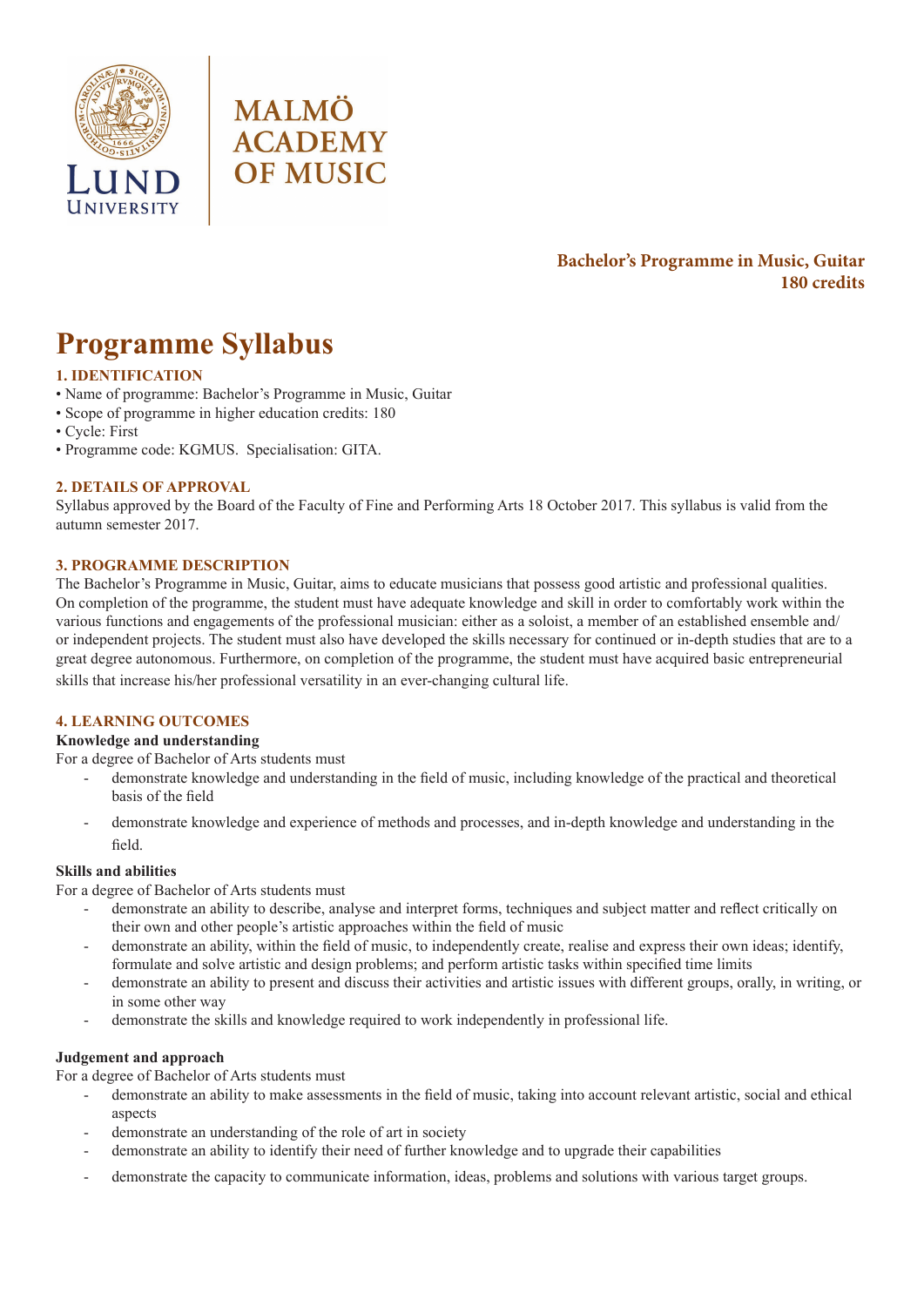MALMÖ ACADEMY OF MUSIC

LUND UNIVERSITY

**Bachelor's Programme in Music, Guitar**
**180 credits**

# Programme Syllabus

## 1. IDENTIFICATION

- Name of programme: Bachelor's Programme in Music, Guitar
- Scope of programme in higher education credits: 180
- Cycle: First
- Programme code: KGMUS. Specialisation: GITA.

## 2. DETAILS OF APPROVAL

Syllabus approved by the Board of the Faculty of Fine and Performing Arts 18 October 2017. This syllabus is valid from the autumn semester 2017.

## 3. PROGRAMME DESCRIPTION

The Bachelor's Programme in Music, Guitar, aims to educate musicians that possess good artistic and professional qualities. On completion of the programme, the student must have adequate knowledge and skill in order to comfortably work within the various functions and engagements of the professional musician: either as a soloist, a member of an established ensemble and/or independent projects. The student must also have developed the skills necessary for continued or in-depth studies that are to a great degree autonomous. Furthermore, on completion of the programme, the student must have acquired basic entrepreneurial skills that increase his/her professional versatility in an ever-changing cultural life.

## 4. LEARNING OUTCOMES

### Knowledge and understanding

For a degree of Bachelor of Arts students must

- demonstrate knowledge and understanding in the field of music, including knowledge of the practical and theoretical basis of the field
- demonstrate knowledge and experience of methods and processes, and in-depth knowledge and understanding in the field.

### Skills and abilities

For a degree of Bachelor of Arts students must

- demonstrate an ability to describe, analyse and interpret forms, techniques and subject matter and reflect critically on their own and other people's artistic approaches within the field of music
- demonstrate an ability, within the field of music, to independently create, realise and express their own ideas; identify, formulate and solve artistic and design problems; and perform artistic tasks within specified time limits
- demonstrate an ability to present and discuss their activities and artistic issues with different groups, orally, in writing, or in some other way
- demonstrate the skills and knowledge required to work independently in professional life.

### Judgement and approach

For a degree of Bachelor of Arts students must

- demonstrate an ability to make assessments in the field of music, taking into account relevant artistic, social and ethical aspects
- demonstrate an understanding of the role of art in society
- demonstrate an ability to identify their need of further knowledge and to upgrade their capabilities
- demonstrate the capacity to communicate information, ideas, problems and solutions with various target groups.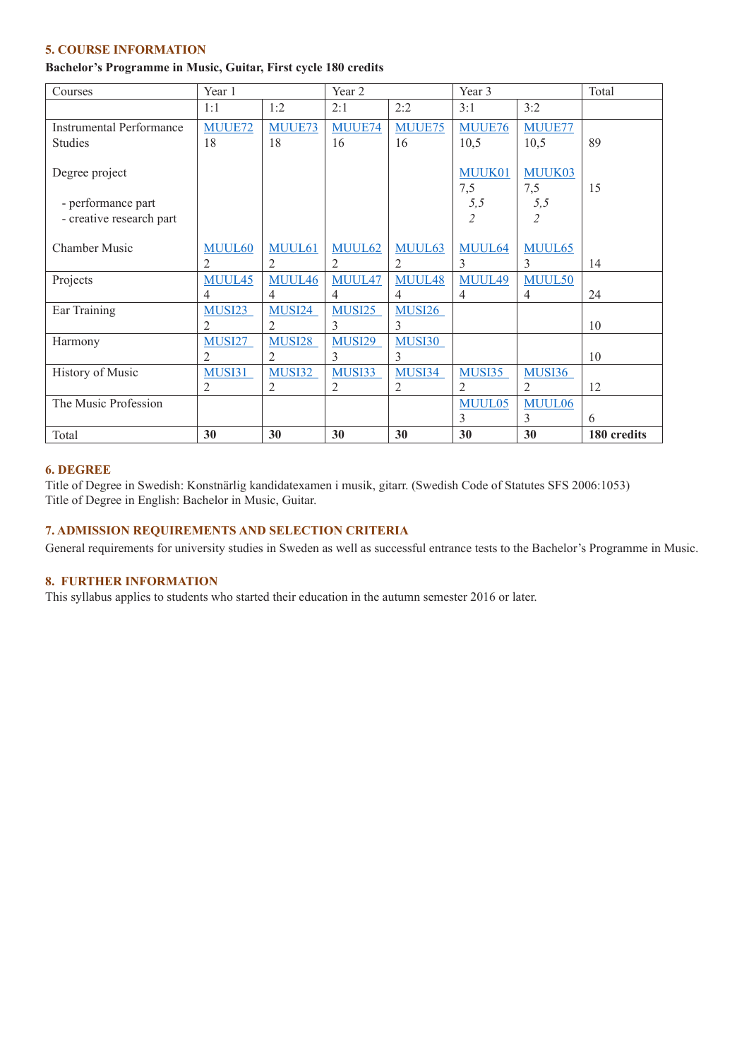## 5. COURSE INFORMATION

**Bachelor's Programme in Music, Guitar, First cycle 180 credits**

| Courses | Year 1 | | Year 2 | | Year 3 | | Total |
|---|---|---|---|---|---|---|---|
| | 1:1 | 1:2 | 2:1 | 2:2 | 3:1 | 3:2 | |
| Instrumental Performance Studies | MUUE72 18 | MUUE73 18 | MUUE74 16 | MUUE75 16 | MUUE76 10,5 | MUUE77 10,5 | 89 |
| Degree project<br>- performance part<br>- creative research part | | | | | MUUK01 7,5<br>*5,5*<br>*2* | MUUK03 7,5<br>*5,5*<br>*2* | 15 |
| Chamber Music | MUUL60 2 | MUUL61 2 | MUUL62 2 | MUUL63 2 | MUUL64 3 | MUUL65 3 | 14 |
| Projects | MUUL45 4 | MUUL46 4 | MUUL47 4 | MUUL48 4 | MUUL49 4 | MUUL50 4 | 24 |
| Ear Training | MUSI23 2 | MUSI24 2 | MUSI25 3 | MUSI26 3 | | | 10 |
| Harmony | MUSI27 2 | MUSI28 2 | MUSI29 3 | MUSI30 3 | | | 10 |
| History of Music | MUSI31 2 | MUSI32 2 | MUSI33 2 | MUSI34 2 | MUSI35 2 | MUSI36 2 | 12 |
| The Music Profession | | | | | MUUL05 3 | MUUL06 3 | 6 |
| Total | **30** | **30** | **30** | **30** | **30** | **30** | **180 credits** |

## 6. DEGREE

Title of Degree in Swedish: Konstnärlig kandidatexamen i musik, gitarr. (Swedish Code of Statutes SFS 2006:1053)
Title of Degree in English: Bachelor in Music, Guitar.

## 7. ADMISSION REQUIREMENTS AND SELECTION CRITERIA

General requirements for university studies in Sweden as well as successful entrance tests to the Bachelor's Programme in Music.

## 8. FURTHER INFORMATION

This syllabus applies to students who started their education in the autumn semester 2016 or later.